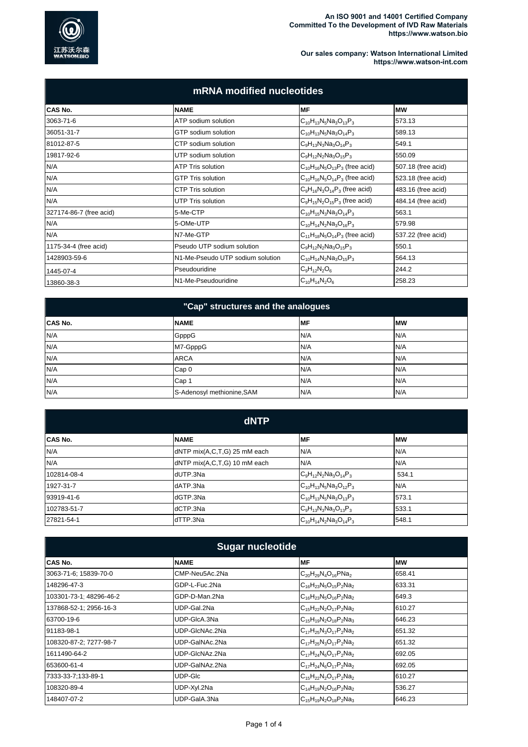An ISO 9001 and 14001 Certified Company
Committed To the Development of IVD Raw Materials
https://www.watson.bio

Our sales company: Watson International Limited
https://www.watson-int.com

## mRNA modified nucleotides

| CAS No. | NAME | MF | MW |
|---|---|---|---|
| 3063-71-6 | ATP sodium solution | $C_{10}H_{13}N_5Na_3O_{13}P_3$ | 573.13 |
| 36051-31-7 | GTP sodium solution | $C_{10}H_{13}N_5Na_3O_{14}P_3$ | 589.13 |
| 81012-87-5 | CTP sodium solution | $C_9H_{13}N_3Na_3O_{14}P_3$ | 549.1 |
| 19817-92-6 | UTP sodium solution | $C_9H_{12}N_2Na_3O_{15}P_3$ | 550.09 |
| N/A | ATP Tris solution | $C_{10}H_{16}N_5O_{13}P_3$ (free acid) | 507.18 (free acid) |
| N/A | GTP Tris solution | $C_{10}H_{16}N_5O_{14}P_3$ (free acid) | 523.18 (free acid) |
| N/A | CTP Tris solution | $C_9H_{16}N_3O_{14}P_3$ (free acid) | 483.16 (free acid) |
| N/A | UTP Tris solution | $C_9H_{15}N_2O_{15}P_3$ (free acid) | 484.14 (free acid) |
| 327174-86-7 (free acid) | 5-Me-CTP | $C_{10}H_{15}N_3Na_3O_{14}P_3$ | 563.1 |
| N/A | 5-OMe-UTP | $C_{10}H_{14}N_2Na_3O_{16}P_3$ | 579.98 |
| N/A | N7-Me-GTP | $C_{11}H_{18}N_5O_{14}P_3$ (free acid) | 537.22 (free acid) |
| 1175-34-4 (free acid) | Pseudo UTP sodium solution | $C_9H_{12}N_2Na_3O_{15}P_3$ | 550.1 |
| 1428903-59-6 | N1-Me-Pseudo UTP sodium solution | $C_{10}H_{14}N_2Na_3O_{15}P_3$ | 564.13 |
| 1445-07-4 | Pseudouridine | $C_9H_{12}N_2O_6$ | 244.2 |
| 13860-38-3 | N1-Me-Pseudouridine | $C_{10}H_{14}N_2O_6$ | 258.23 |

## "Cap" structures and the analogues

| CAS No. | NAME | MF | MW |
|---|---|---|---|
| N/A | GpppG | N/A | N/A |
| N/A | M7-GpppG | N/A | N/A |
| N/A | ARCA | N/A | N/A |
| N/A | Cap 0 | N/A | N/A |
| N/A | Cap 1 | N/A | N/A |
| N/A | S-Adenosyl methionine,SAM | N/A | N/A |

## dNTP

| CAS No. | NAME | MF | MW |
|---|---|---|---|
| N/A | dNTP mix(A,C,T,G) 25 mM each | N/A | N/A |
| N/A | dNTP mix(A,C,T,G) 10 mM each | N/A | N/A |
| 102814-08-4 | dUTP.3Na | $C_9H_{12}N_2Na_3O_{14}P_3$ | 534.1 |
| 1927-31-7 | dATP.3Na | $C_{10}H_{13}N_5Na_3O_{12}P_3$ | N/A |
| 93919-41-6 | dGTP.3Na | $C_{10}H_{13}N_5Na_3O_{13}P_3$ | 573.1 |
| 102783-51-7 | dCTP.3Na | $C_9H_{13}N_3Na_3O_{13}P_3$ | 533.1 |
| 27821-54-1 | dTTP.3Na | $C_{10}H_{14}N_2Na_3O_{14}P_3$ | 548.1 |

## Sugar nucleotide

| CAS No. | NAME | MF | MW |
|---|---|---|---|
| 3063-71-6; 15839-70-0 | CMP-Neu5Ac.2Na | $C_{20}H_{29}N_4O_{16}PNa_2$ | 658.41 |
| 148296-47-3 | GDP-L-Fuc.2Na | $C_{16}H_{23}N_5O_{15}P_2Na_2$ | 633.31 |
| 103301-73-1; 48296-46-2 | GDP-D-Man.2Na | $C_{16}H_{23}N_5O_{16}P_2Na_2$ | 649.3 |
| 137868-52-1; 2956-16-3 | UDP-Gal.2Na | $C_{15}H_{22}N_2O_{17}P_2Na_2$ | 610.27 |
| 63700-19-6 | UDP-GlcA.3Na | $C_{15}H_{19}N_2O_{18}P_2Na_3$ | 646.23 |
| 91183-98-1 | UDP-GlcNAc.2Na | $C_{17}H_{25}N_3O_{17}P_2Na_2$ | 651.32 |
| 108320-87-2; 7277-98-7 | UDP-GalNAc.2Na | $C_{17}H_{25}N_3O_{17}P_2Na_2$ | 651.32 |
| 1611490-64-2 | UDP-GlcNAz.2Na | $C_{17}H_{24}N_6O_{17}P_2Na_2$ | 692.05 |
| 653600-61-4 | UDP-GalNAz.2Na | $C_{17}H_{24}N_6O_{17}P_2Na_2$ | 692.05 |
| 7333-33-7;133-89-1 | UDP-Glc | $C_{15}H_{22}N_2O_{17}P_2Na_2$ | 610.27 |
| 108320-89-4 | UDP-Xyl.2Na | $C_{14}H_{19}N_2O_{16}P_2Na_2$ | 536.27 |
| 148407-07-2 | UDP-GalA.3Na | $C_{15}H_{19}N_2O_{18}P_2Na_3$ | 646.23 |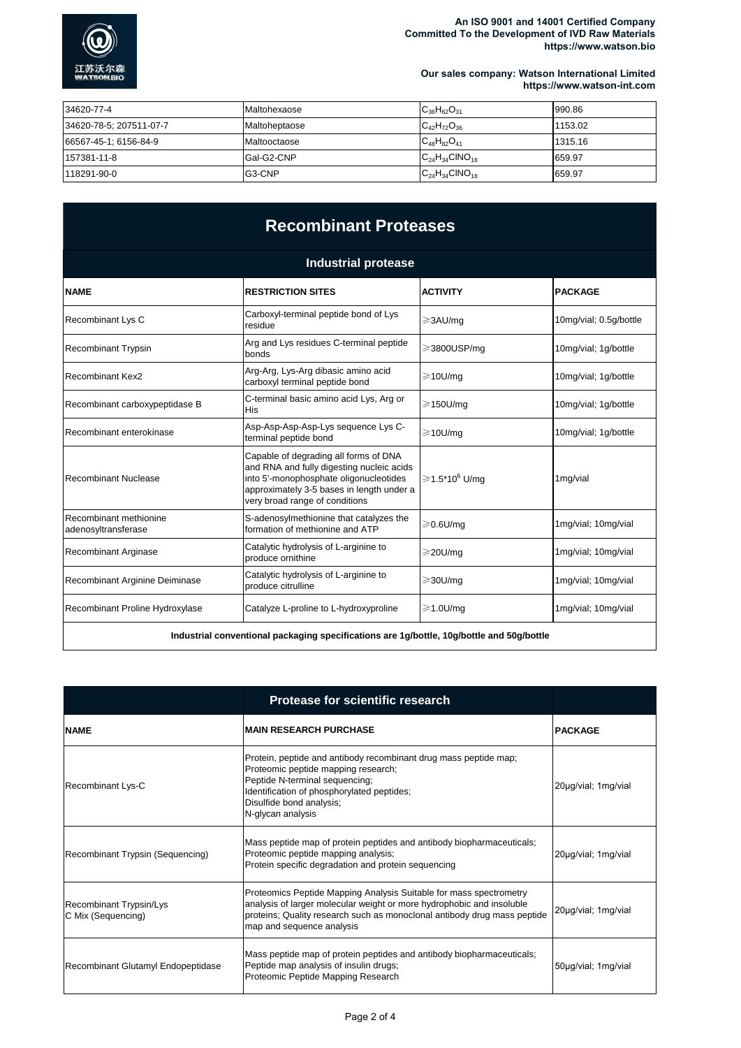| 34620-77-4 | Maltohexaose | $C_{36}H_{62}O_{31}$ | 990.86 |
|---|---|---|---|
| 34620-78-5; 207511-07-7 | Maltoheptaose | $C_{42}H_{72}O_{36}$ | 1153.02 |
| 66567-45-1; 6156-84-9 | Maltooctaose | $C_{48}H_{82}O_{41}$ | 1315.16 |
| 157381-11-8 | Gal-G2-CNP | $C_{24}H_{34}ClNO_{18}$ | 659.97 |
| 118291-90-0 | G3-CNP | $C_{24}H_{34}ClNO_{18}$ | 659.97 |

# Recombinant Proteases

## Industrial protease

| NAME | RESTRICTION SITES | ACTIVITY | PACKAGE |
|---|---|---|---|
| Recombinant Lys C | Carboxyl-terminal peptide bond of Lys residue | ⩾3AU/mg | 10mg/vial; 0.5g/bottle |
| Recombinant Trypsin | Arg and Lys residues C-terminal peptide bonds | ⩾3800USP/mg | 10mg/vial; 1g/bottle |
| Recombinant Kex2 | Arg-Arg, Lys-Arg dibasic amino acid carboxyl terminal peptide bond | ⩾10U/mg | 10mg/vial; 1g/bottle |
| Recombinant carboxypeptidase B | C-terminal basic amino acid Lys, Arg or His | ⩾150U/mg | 10mg/vial; 1g/bottle |
| Recombinant enterokinase | Asp-Asp-Asp-Asp-Lys sequence Lys C-terminal peptide bond | ⩾10U/mg | 10mg/vial; 1g/bottle |
| Recombinant Nuclease | Capable of degrading all forms of DNA and RNA and fully digesting nucleic acids into 5'-monophosphate oligonucleotides approximately 3-5 bases in length under a very broad range of conditions | ⩾$1.5*10^6$ U/mg | 1mg/vial |
| Recombinant methionine adenosyltransferase | S-adenosylmethionine that catalyzes the formation of methionine and ATP | ⩾0.6U/mg | 1mg/vial; 10mg/vial |
| Recombinant Arginase | Catalytic hydrolysis of L-arginine to produce ornithine | ⩾20U/mg | 1mg/vial; 10mg/vial |
| Recombinant Arginine Deiminase | Catalytic hydrolysis of L-arginine to produce citrulline | ⩾30U/mg | 1mg/vial; 10mg/vial |
| Recombinant Proline Hydroxylase | Catalyze L-proline to L-hydroxyproline | ⩾1.0U/mg | 1mg/vial; 10mg/vial |

**Industrial conventional packaging specifications are 1g/bottle, 10g/bottle and 50g/bottle**

## Protease for scientific research

| NAME | MAIN RESEARCH PURCHASE | PACKAGE |
|---|---|---|
| Recombinant Lys-C | Protein, peptide and antibody recombinant drug mass peptide map;<br>Proteomic peptide mapping research;<br>Peptide N-terminal sequencing;<br>Identification of phosphorylated peptides;<br>Disulfide bond analysis;<br>N-glycan analysis | 20μg/vial; 1mg/vial |
| Recombinant Trypsin (Sequencing) | Mass peptide map of protein peptides and antibody biopharmaceuticals;<br>Proteomic peptide mapping analysis;<br>Protein specific degradation and protein sequencing | 20μg/vial; 1mg/vial |
| Recombinant Trypsin/Lys C Mix (Sequencing) | Proteomics Peptide Mapping Analysis Suitable for mass spectrometry analysis of larger molecular weight or more hydrophobic and insoluble proteins; Quality research such as monoclonal antibody drug mass peptide map and sequence analysis | 20μg/vial; 1mg/vial |
| Recombinant Glutamyl Endopeptidase | Mass peptide map of protein peptides and antibody biopharmaceuticals;<br>Peptide map analysis of insulin drugs;<br>Proteomic Peptide Mapping Research | 50μg/vial; 1mg/vial |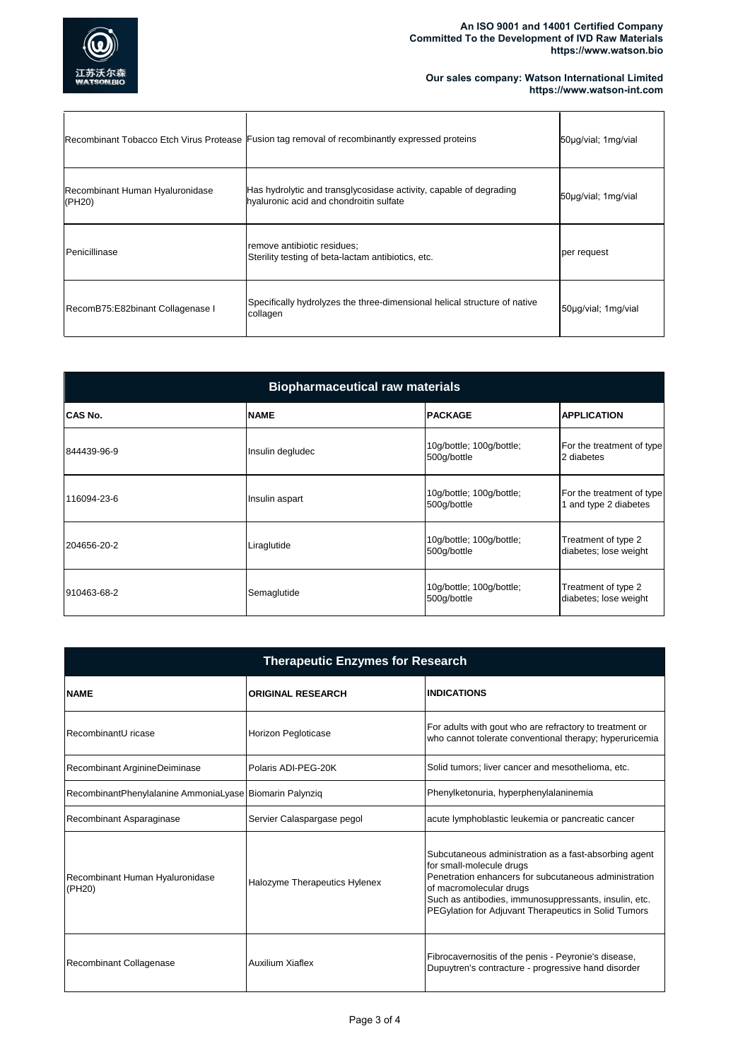| | | |
|---|---|---|
| Recombinant Tobacco Etch Virus Protease | Fusion tag removal of recombinantly expressed proteins | 50μg/vial; 1mg/vial |
| Recombinant Human Hyaluronidase (PH20) | Has hydrolytic and transglycosidase activity, capable of degrading hyaluronic acid and chondroitin sulfate | 50μg/vial; 1mg/vial |
| Penicillinase | remove antibiotic residues;<br>Sterility testing of beta-lactam antibiotics, etc. | per request |
| RecomB75:E82binant Collagenase I | Specifically hydrolyzes the three-dimensional helical structure of native collagen | 50μg/vial; 1mg/vial |

## Biopharmaceutical raw materials

| CAS No. | NAME | PACKAGE | APPLICATION |
|---|---|---|---|
| 844439-96-9 | Insulin degludec | 10g/bottle; 100g/bottle; 500g/bottle | For the treatment of type 2 diabetes |
| 116094-23-6 | Insulin aspart | 10g/bottle; 100g/bottle; 500g/bottle | For the treatment of type 1 and type 2 diabetes |
| 204656-20-2 | Liraglutide | 10g/bottle; 100g/bottle; 500g/bottle | Treatment of type 2 diabetes; lose weight |
| 910463-68-2 | Semaglutide | 10g/bottle; 100g/bottle; 500g/bottle | Treatment of type 2 diabetes; lose weight |

## Therapeutic Enzymes for Research

| NAME | ORIGINAL RESEARCH | INDICATIONS |
|---|---|---|
| RecombinantU ricase | Horizon Pegloticase | For adults with gout who are refractory to treatment or who cannot tolerate conventional therapy; hyperuricemia |
| Recombinant ArginineDeiminase | Polaris ADI-PEG-20K | Solid tumors; liver cancer and mesothelioma, etc. |
| RecombinantPhenylalanine AmmoniaLyase | Biomarin Palynziq | Phenylketonuria, hyperphenylalaninemia |
| Recombinant Asparaginase | Servier Calaspargase pegol | acute lymphoblastic leukemia or pancreatic cancer |
| Recombinant Human Hyaluronidase (PH20) | Halozyme Therapeutics Hylenex | Subcutaneous administration as a fast-absorbing agent for small-molecule drugs<br>Penetration enhancers for subcutaneous administration of macromolecular drugs<br>Such as antibodies, immunosuppressants, insulin, etc.<br>PEGylation for Adjuvant Therapeutics in Solid Tumors |
| Recombinant Collagenase | Auxilium Xiaflex | Fibrocavernositis of the penis - Peyronie's disease, Dupuytren's contracture - progressive hand disorder |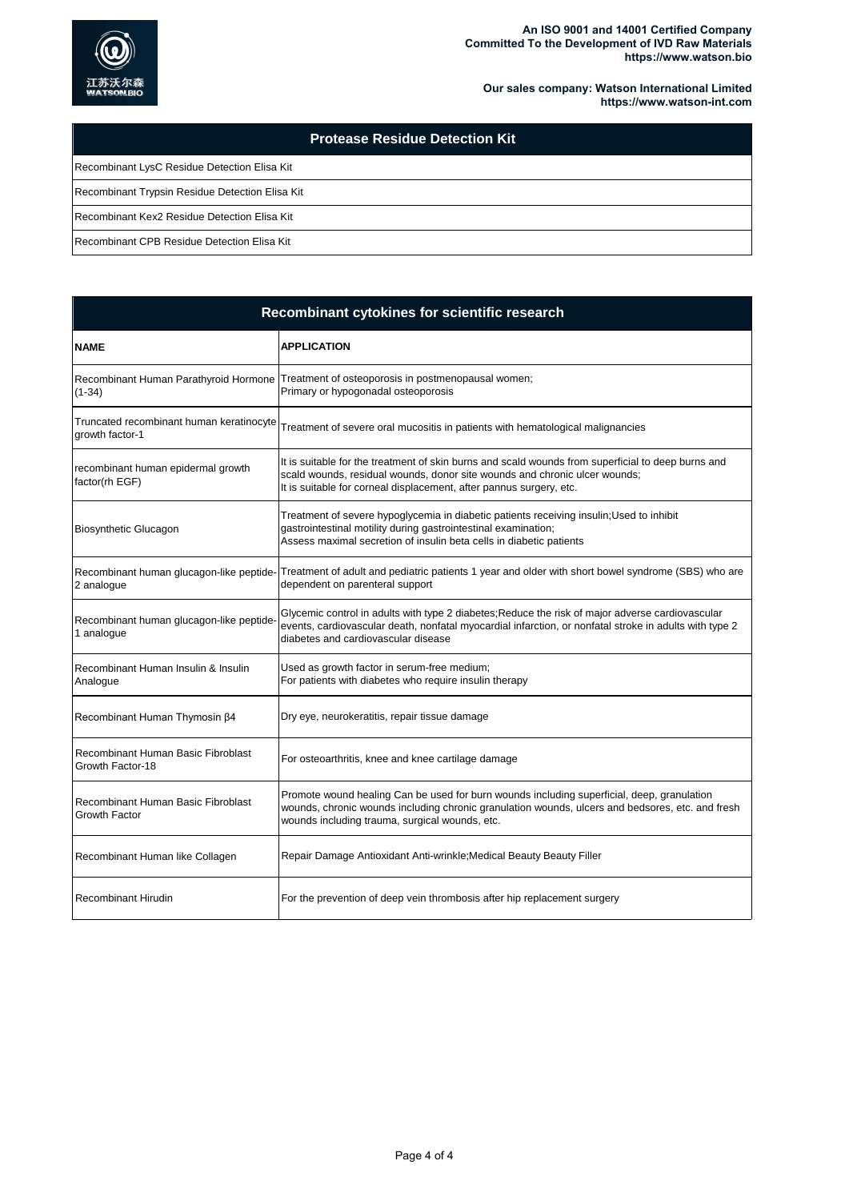## Protease Residue Detection Kit

| |
|---|
| Recombinant LysC Residue Detection Elisa Kit |
| Recombinant Trypsin Residue Detection Elisa Kit |
| Recombinant Kex2 Residue Detection Elisa Kit |
| Recombinant CPB Residue Detection Elisa Kit |

## Recombinant cytokines for scientific research

| NAME | APPLICATION |
|---|---|
| Recombinant Human Parathyroid Hormone (1-34) | Treatment of osteoporosis in postmenopausal women;<br>Primary or hypogonadal osteoporosis |
| Truncated recombinant human keratinocyte growth factor-1 | Treatment of severe oral mucositis in patients with hematological malignancies |
| recombinant human epidermal growth factor(rh EGF) | It is suitable for the treatment of skin burns and scald wounds from superficial to deep burns and scald wounds, residual wounds, donor site wounds and chronic ulcer wounds;<br>It is suitable for corneal displacement, after pannus surgery, etc. |
| Biosynthetic Glucagon | Treatment of severe hypoglycemia in diabetic patients receiving insulin;Used to inhibit gastrointestinal motility during gastrointestinal examination;<br>Assess maximal secretion of insulin beta cells in diabetic patients |
| Recombinant human glucagon-like peptide-2 analogue | Treatment of adult and pediatric patients 1 year and older with short bowel syndrome (SBS) who are dependent on parenteral support |
| Recombinant human glucagon-like peptide-1 analogue | Glycemic control in adults with type 2 diabetes;Reduce the risk of major adverse cardiovascular events, cardiovascular death, nonfatal myocardial infarction, or nonfatal stroke in adults with type 2 diabetes and cardiovascular disease |
| Recombinant Human Insulin & Insulin Analogue | Used as growth factor in serum-free medium;<br>For patients with diabetes who require insulin therapy |
| Recombinant Human Thymosin β4 | Dry eye, neurokeratitis, repair tissue damage |
| Recombinant Human Basic Fibroblast Growth Factor-18 | For osteoarthritis, knee and knee cartilage damage |
| Recombinant Human Basic Fibroblast Growth Factor | Promote wound healing Can be used for burn wounds including superficial, deep, granulation wounds, chronic wounds including chronic granulation wounds, ulcers and bedsores, etc. and fresh wounds including trauma, surgical wounds, etc. |
| Recombinant Human like Collagen | Repair Damage Antioxidant Anti-wrinkle;Medical Beauty Beauty Filler |
| Recombinant Hirudin | For the prevention of deep vein thrombosis after hip replacement surgery |